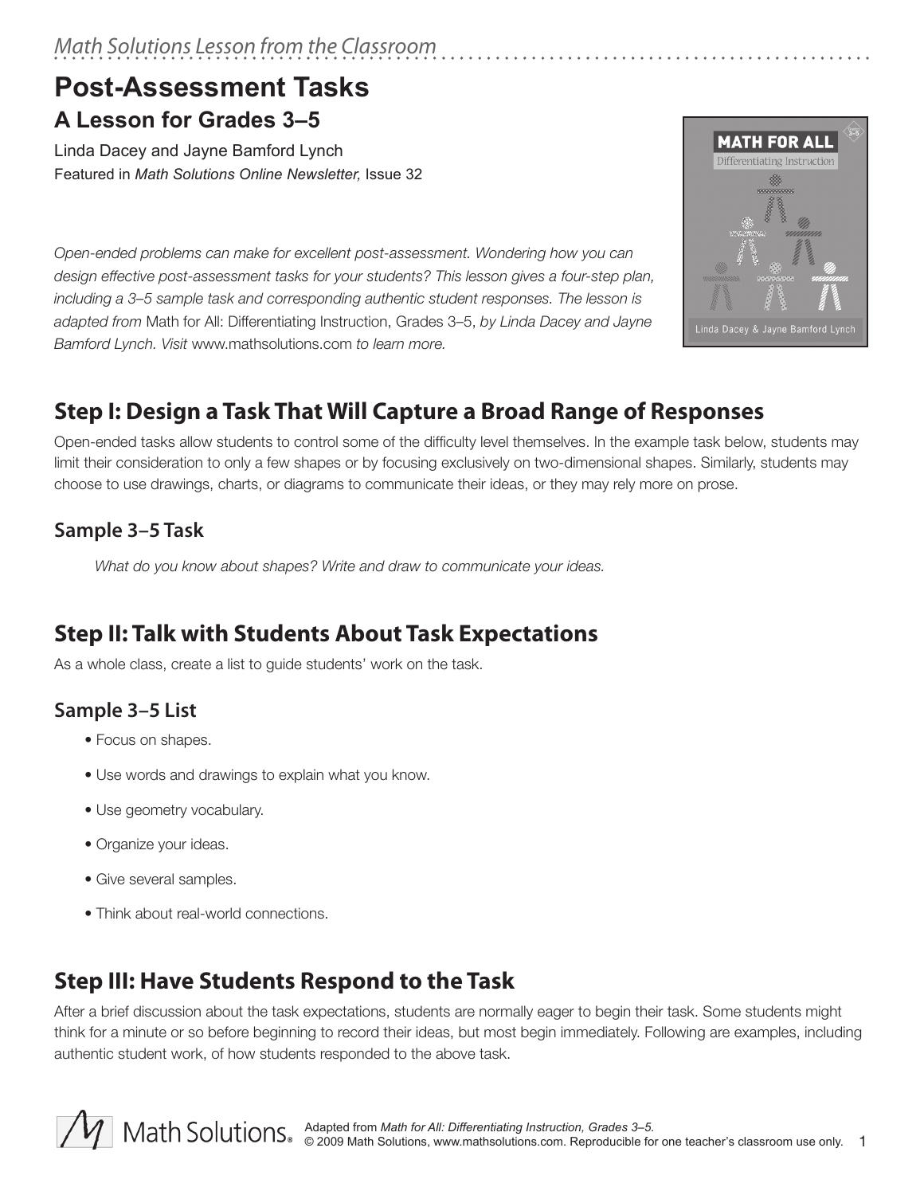*Math Solutions Lesson from the Classroom*

# Post-Assessment Tasks

## A Lesson for Grades 3–5

Linda Dacey and Jayne Bamford Lynch

Featured in *Math Solutions Online Newsletter,* Issue 32

*Open-ended problems can make for excellent post-assessment. Wondering how you can design effective post-assessment tasks for your students? This lesson gives a four-step plan, including a 3–5 sample task and corresponding authentic student responses. The lesson is adapted from* Math for All: Differentiating Instruction, Grades 3–5, *by Linda Dacey and Jayne Bamford Lynch. Visit* www.mathsolutions.com *to learn more.*

## Step I: Design a Task That Will Capture a Broad Range of Responses

Open-ended tasks allow students to control some of the difficulty level themselves. In the example task below, students may limit their consideration to only a few shapes or by focusing exclusively on two-dimensional shapes. Similarly, students may choose to use drawings, charts, or diagrams to communicate their ideas, or they may rely more on prose.

### Sample 3–5 Task

*What do you know about shapes? Write and draw to communicate your ideas.*

## Step II: Talk with Students About Task Expectations

As a whole class, create a list to guide students' work on the task.

### Sample 3–5 List

- Focus on shapes.
- Use words and drawings to explain what you know.
- Use geometry vocabulary.
- Organize your ideas.
- Give several samples.
- Think about real-world connections.

## Step III: Have Students Respond to the Task

After a brief discussion about the task expectations, students are normally eager to begin their task. Some students might think for a minute or so before beginning to record their ideas, but most begin immediately. Following are examples, including authentic student work, of how students responded to the above task.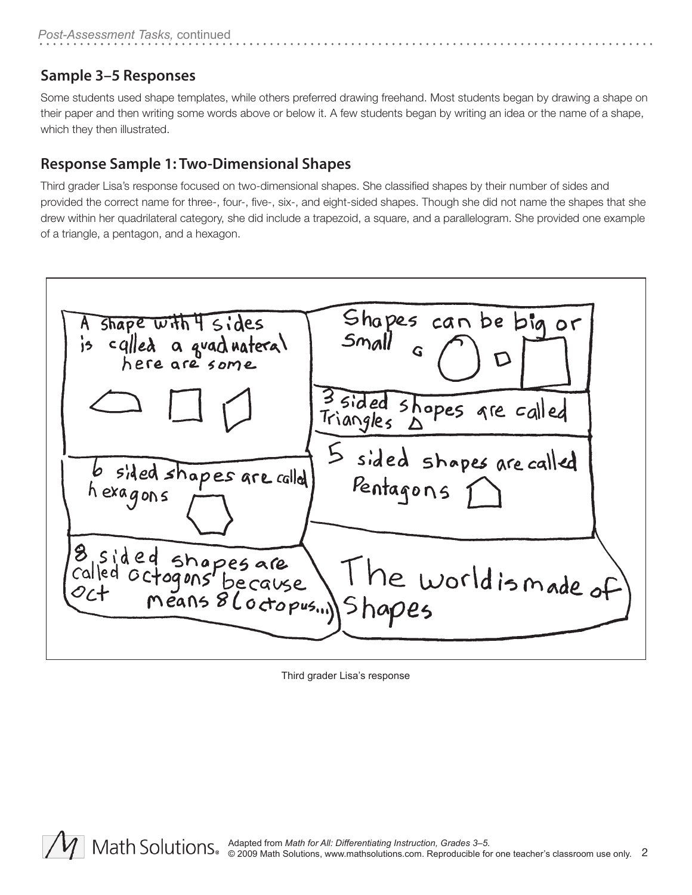## Sample 3–5 Responses

Some students used shape templates, while others preferred drawing freehand. Most students began by drawing a shape on their paper and then writing some words above or below it. A few students began by writing an idea or the name of a shape, which they then illustrated.

## Response Sample 1: Two-Dimensional Shapes

Third grader Lisa's response focused on two-dimensional shapes. She classified shapes by their number of sides and provided the correct name for three-, four-, five-, six-, and eight-sided shapes. Though she did not name the shapes that she drew within her quadrilateral category, she did include a trapezoid, a square, and a parallelogram. She provided one example of a triangle, a pentagon, and a hexagon.

A shape with 4 sides is called a quadiuateral here are some

Shapes can be big or small

3 sided shopes are called Triangles

5 sided shapes are called Pentagons

6 sided shapes are called hexagons

8 sided shapes are called octogons because oct means 8 (octopus...)

The world is made of Shapes

Third grader Lisa's response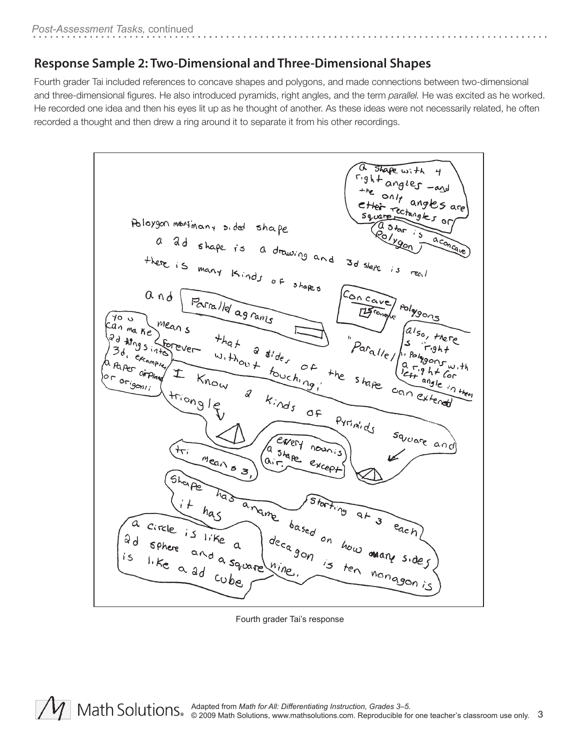## Response Sample 2: Two-Dimensional and Three-Dimensional Shapes

Fourth grader Tai included references to concave shapes and polygons, and made connections between two-dimensional and three-dimensional figures. He also introduced pyramids, right angles, and the term *parallel.* He was excited as he worked. He recorded one idea and then his eyes lit up as he thought of another. As these ideas were not necessarily related, he often recorded a thought and then drew a ring around it to separate it from his other recordings.

a shape with 4 right angles – and the only angles are ether rectangles or squares

Polygon means many sided shape

a star is a concave Polygon

a 2d shape is a drawing and 3d shape is real

there is many Kinds of shapes

and Parralled agrams

Concave Polygons

you can make 2d things into 3d, example a Paper airplane or origomi

means forever that 2 sides of the shape can extend without touching.

"Parallel"

also, there is "right" Polygons with a right (or left angle) in them

I Know 2 kinds of Pyrimids triangle square and

every noun is a shape except air.

tri mean 3,

Shape has a name based on how many sides it has starting at 3 each

a circle is like a 2d sphere and a square is like a 2d cube

decagon is ten nonagon is nine.

Fourth grader Tai's response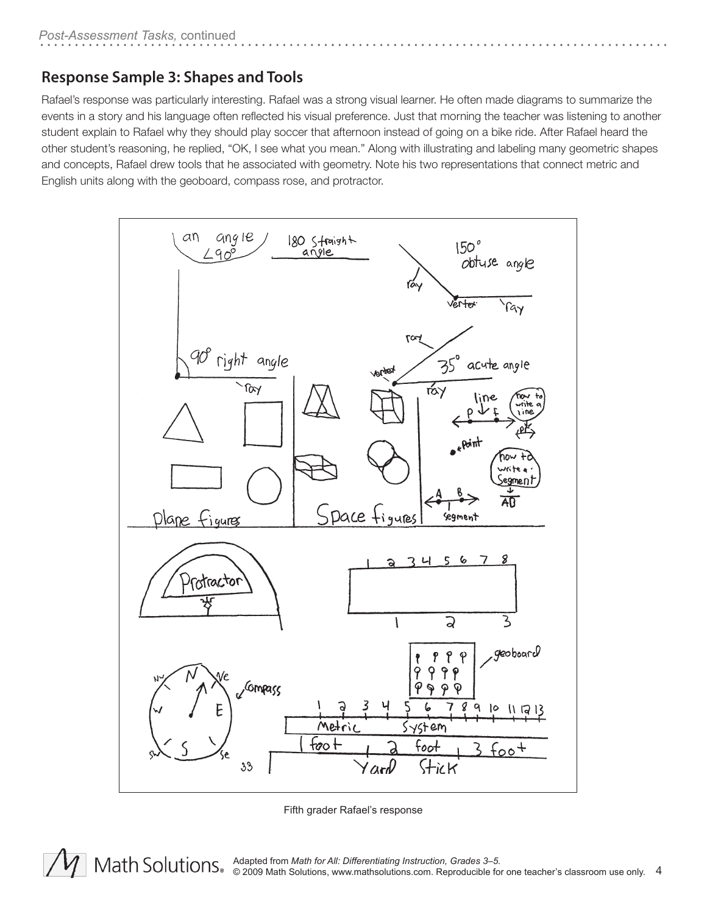## Response Sample 3: Shapes and Tools

Rafael's response was particularly interesting. Rafael was a strong visual learner. He often made diagrams to summarize the events in a story and his language often reflected his visual preference. Just that morning the teacher was listening to another student explain to Rafael why they should play soccer that afternoon instead of going on a bike ride. After Rafael heard the other student's reasoning, he replied, "OK, I see what you mean." Along with illustrating and labeling many geometric shapes and concepts, Rafael drew tools that he associated with geometry. Note his two representations that connect metric and English units along with the geoboard, compass rose, and protractor.

Fifth grader Rafael's response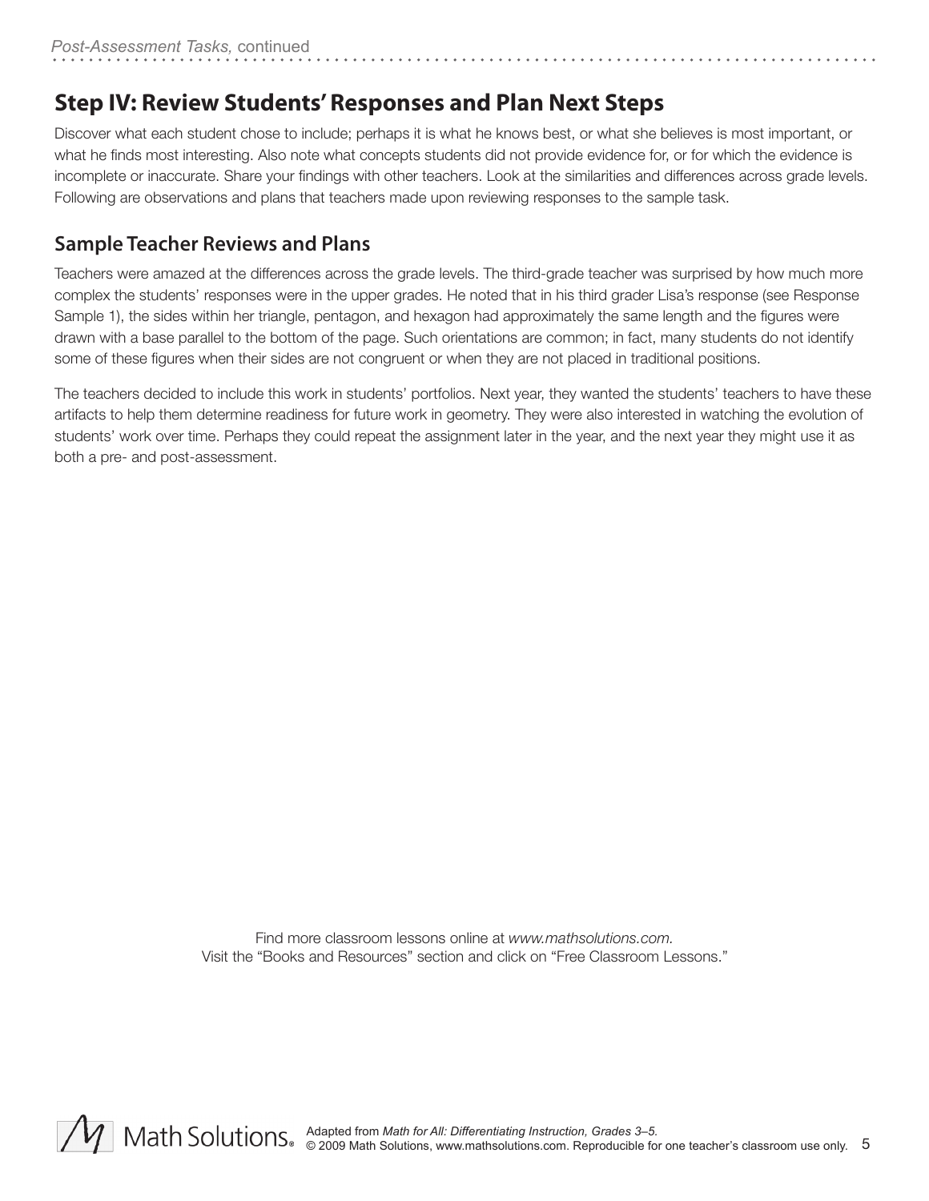## Step IV: Review Students' Responses and Plan Next Steps

Discover what each student chose to include; perhaps it is what he knows best, or what she believes is most important, or what he finds most interesting. Also note what concepts students did not provide evidence for, or for which the evidence is incomplete or inaccurate. Share your findings with other teachers. Look at the similarities and differences across grade levels. Following are observations and plans that teachers made upon reviewing responses to the sample task.

### Sample Teacher Reviews and Plans

Teachers were amazed at the differences across the grade levels. The third-grade teacher was surprised by how much more complex the students' responses were in the upper grades. He noted that in his third grader Lisa's response (see Response Sample 1), the sides within her triangle, pentagon, and hexagon had approximately the same length and the figures were drawn with a base parallel to the bottom of the page. Such orientations are common; in fact, many students do not identify some of these figures when their sides are not congruent or when they are not placed in traditional positions.

The teachers decided to include this work in students' portfolios. Next year, they wanted the students' teachers to have these artifacts to help them determine readiness for future work in geometry. They were also interested in watching the evolution of students' work over time. Perhaps they could repeat the assignment later in the year, and the next year they might use it as both a pre- and post-assessment.

Find more classroom lessons online at *www.mathsolutions.com.*
Visit the "Books and Resources" section and click on "Free Classroom Lessons."

Adapted from *Math for All: Differentiating Instruction, Grades 3–5.*
© 2009 Math Solutions, www.mathsolutions.com. Reproducible for one teacher's classroom use only.